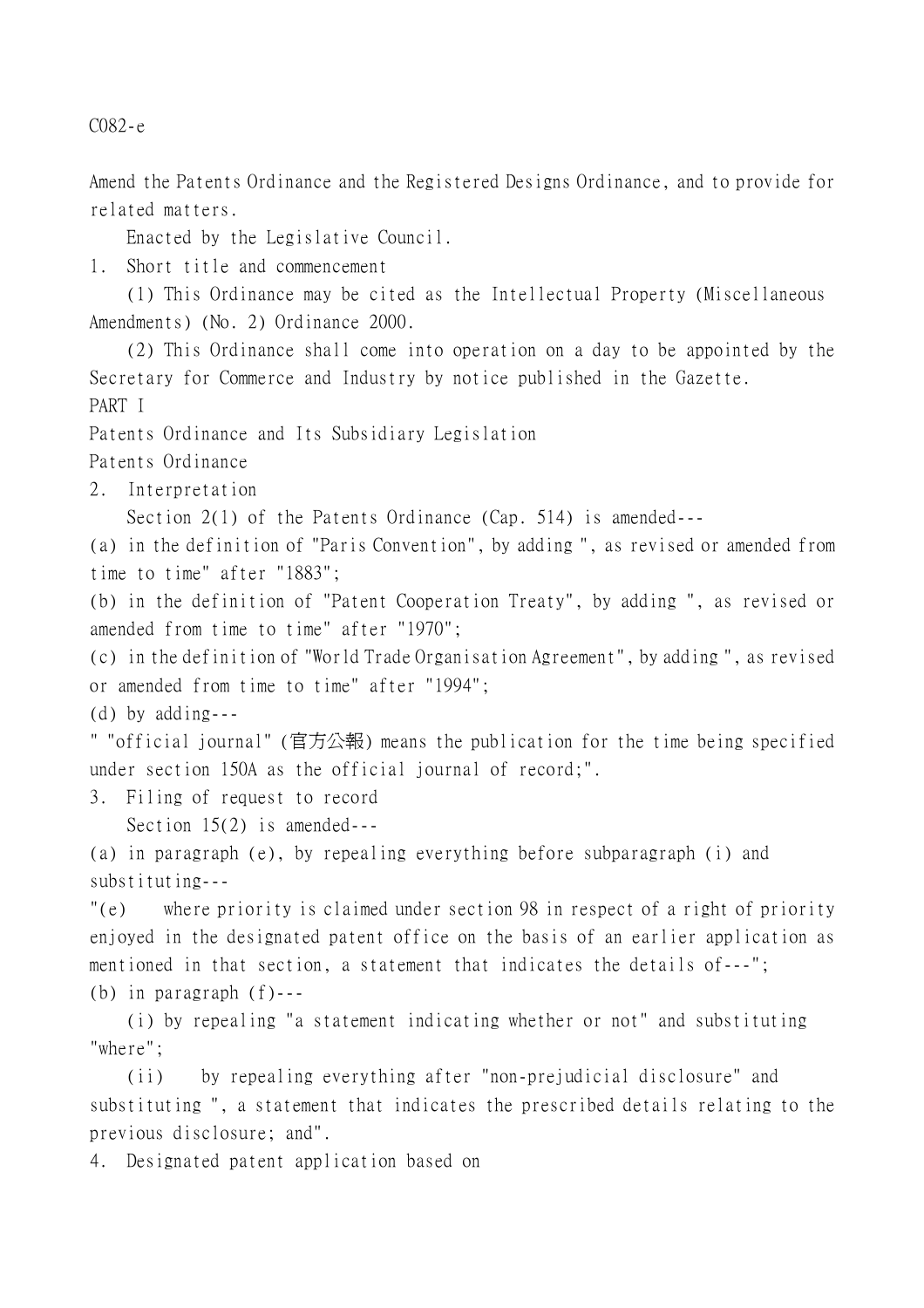C082-e

Amend the Patents Ordinance and the Registered Designs Ordinance, and to provide for related matters.

Enacted by the Legislative Council.

1. Short title and commencement

(1) This Ordinance may be cited as the Intellectual Property (Miscellaneous Amendments) (No. 2) Ordinance 2000.

(2) This Ordinance shall come into operation on a day to be appointed by the Secretary for Commerce and Industry by notice published in the Gazette.

PART I

Patents Ordinance and Its Subsidiary Legislation

Patents Ordinance

2. Interpretation

Section 2(1) of the Patents Ordinance (Cap. 514) is amended---

(a) in the definition of "Paris Convention", by adding ", as revised or amended from time to time" after "1883";

(b) in the definition of "Patent Cooperation Treaty", by adding ", as revised or amended from time to time" after "1970";

(c) in the definition of "World Trade Organisation Agreement", by adding ", as revised or amended from time to time" after "1994";

(d) by adding---

" "official journal" (官方公報) means the publication for the time being specified under section 150A as the official journal of record;".

3. Filing of request to record

Section 15(2) is amended---

(a) in paragraph (e), by repealing everything before subparagraph (i) and substituting---

"(e) where priority is claimed under section 98 in respect of a right of priority enjoyed in the designated patent office on the basis of an earlier application as mentioned in that section, a statement that indicates the details of---";

(b) in paragraph (f)---

(i) by repealing "a statement indicating whether or not" and substituting "where";

(ii) by repealing everything after "non-prejudicial disclosure" and substituting ", a statement that indicates the prescribed details relating to the previous disclosure; and".

4. Designated patent application based on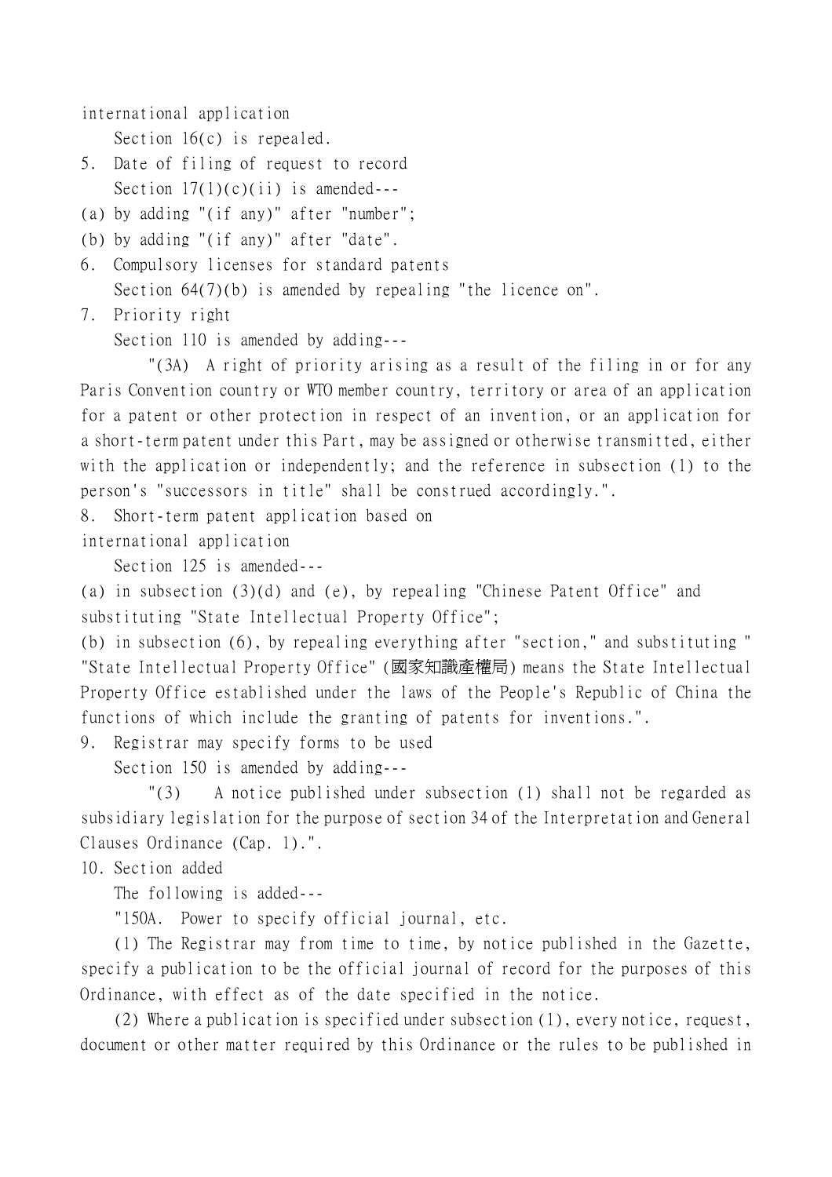international application

Section 16(c) is repealed.

5. Date of filing of request to record

Section 17(1)(c)(ii) is amended---

(a) by adding "(if any)" after "number";

(b) by adding "(if any)" after "date".

6. Compulsory licenses for standard patents

Section 64(7)(b) is amended by repealing "the licence on".

7. Priority right

Section 110 is amended by adding---

"(3A) A right of priority arising as a result of the filing in or for any Paris Convention country or WTO member country, territory or area of an application for a patent or other protection in respect of an invention, or an application for a short-term patent under this Part, may be assigned or otherwise transmitted, either with the application or independently; and the reference in subsection (1) to the person's "successors in title" shall be construed accordingly.".

8. Short-term patent application based on international application

Section 125 is amended---

(a) in subsection (3)(d) and (e), by repealing "Chinese Patent Office" and substituting "State Intellectual Property Office";

(b) in subsection (6), by repealing everything after "section," and substituting " "State Intellectual Property Office" (國家知識產權局) means the State Intellectual Property Office established under the laws of the People's Republic of China the functions of which include the granting of patents for inventions.".

9. Registrar may specify forms to be used

Section 150 is amended by adding---

"(3) A notice published under subsection (1) shall not be regarded as subsidiary legislation for the purpose of section 34 of the Interpretation and General Clauses Ordinance (Cap. 1).".

10. Section added

The following is added---

"150A. Power to specify official journal, etc.

(1) The Registrar may from time to time, by notice published in the Gazette, specify a publication to be the official journal of record for the purposes of this Ordinance, with effect as of the date specified in the notice.

(2) Where a publication is specified under subsection (1), every notice, request, document or other matter required by this Ordinance or the rules to be published in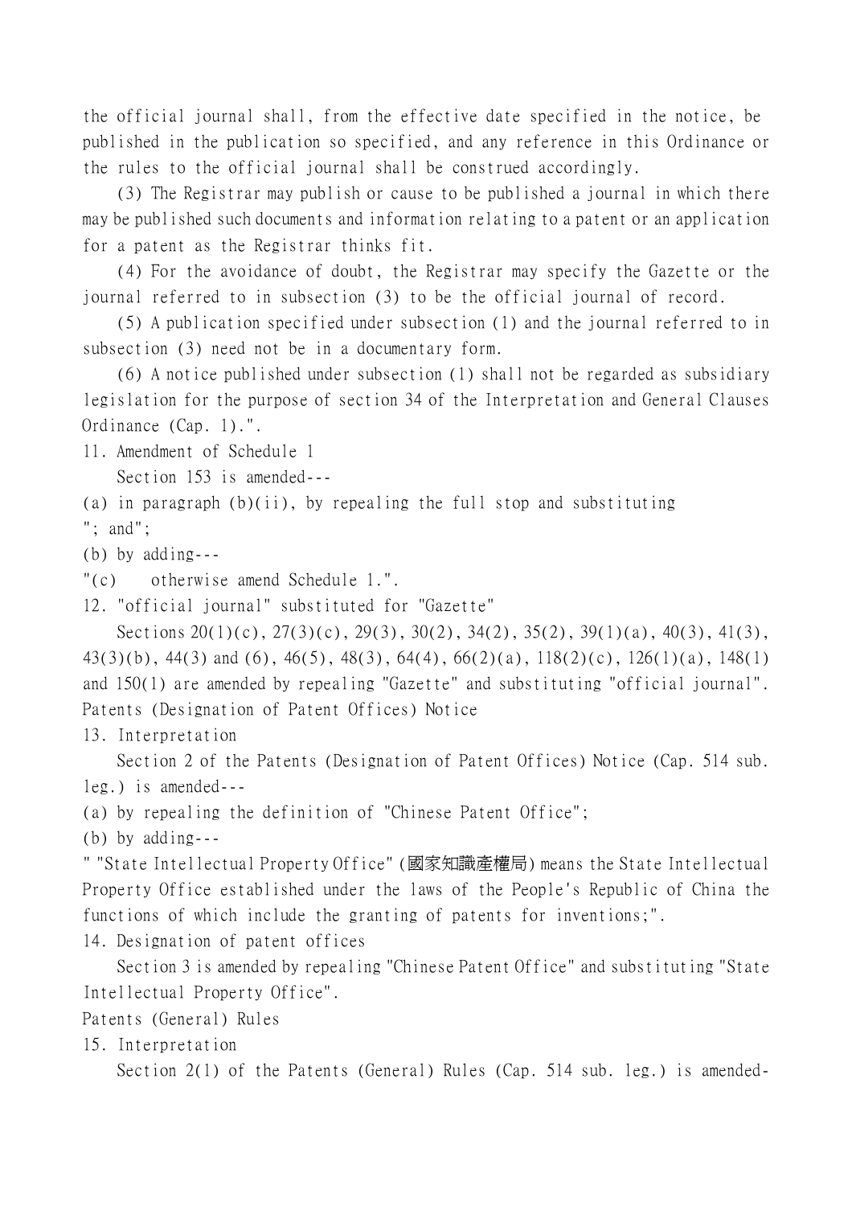the official journal shall, from the effective date specified in the notice, be published in the publication so specified, and any reference in this Ordinance or the rules to the official journal shall be construed accordingly.

(3) The Registrar may publish or cause to be published a journal in which there may be published such documents and information relating to a patent or an application for a patent as the Registrar thinks fit.

(4) For the avoidance of doubt, the Registrar may specify the Gazette or the journal referred to in subsection (3) to be the official journal of record.

(5) A publication specified under subsection (1) and the journal referred to in subsection (3) need not be in a documentary form.

(6) A notice published under subsection (1) shall not be regarded as subsidiary legislation for the purpose of section 34 of the Interpretation and General Clauses Ordinance (Cap. 1).".

11. Amendment of Schedule 1

Section 153 is amended---

(a) in paragraph (b)(ii), by repealing the full stop and substituting "; and";

(b) by adding---

"(c) otherwise amend Schedule 1.".

12. "official journal" substituted for "Gazette"

Sections 20(1)(c), 27(3)(c), 29(3), 30(2), 34(2), 35(2), 39(1)(a), 40(3), 41(3), 43(3)(b), 44(3) and (6), 46(5), 48(3), 64(4), 66(2)(a), 118(2)(c), 126(1)(a), 148(1) and 150(1) are amended by repealing "Gazette" and substituting "official journal".

Patents (Designation of Patent Offices) Notice

13. Interpretation

Section 2 of the Patents (Designation of Patent Offices) Notice (Cap. 514 sub. leg.) is amended---

(a) by repealing the definition of "Chinese Patent Office";

(b) by adding---

" "State Intellectual Property Office" (國家知識產權局) means the State Intellectual Property Office established under the laws of the People's Republic of China the functions of which include the granting of patents for inventions;".

14. Designation of patent offices

Section 3 is amended by repealing "Chinese Patent Office" and substituting "State Intellectual Property Office".

Patents (General) Rules

15. Interpretation

Section 2(1) of the Patents (General) Rules (Cap. 514 sub. leg.) is amended-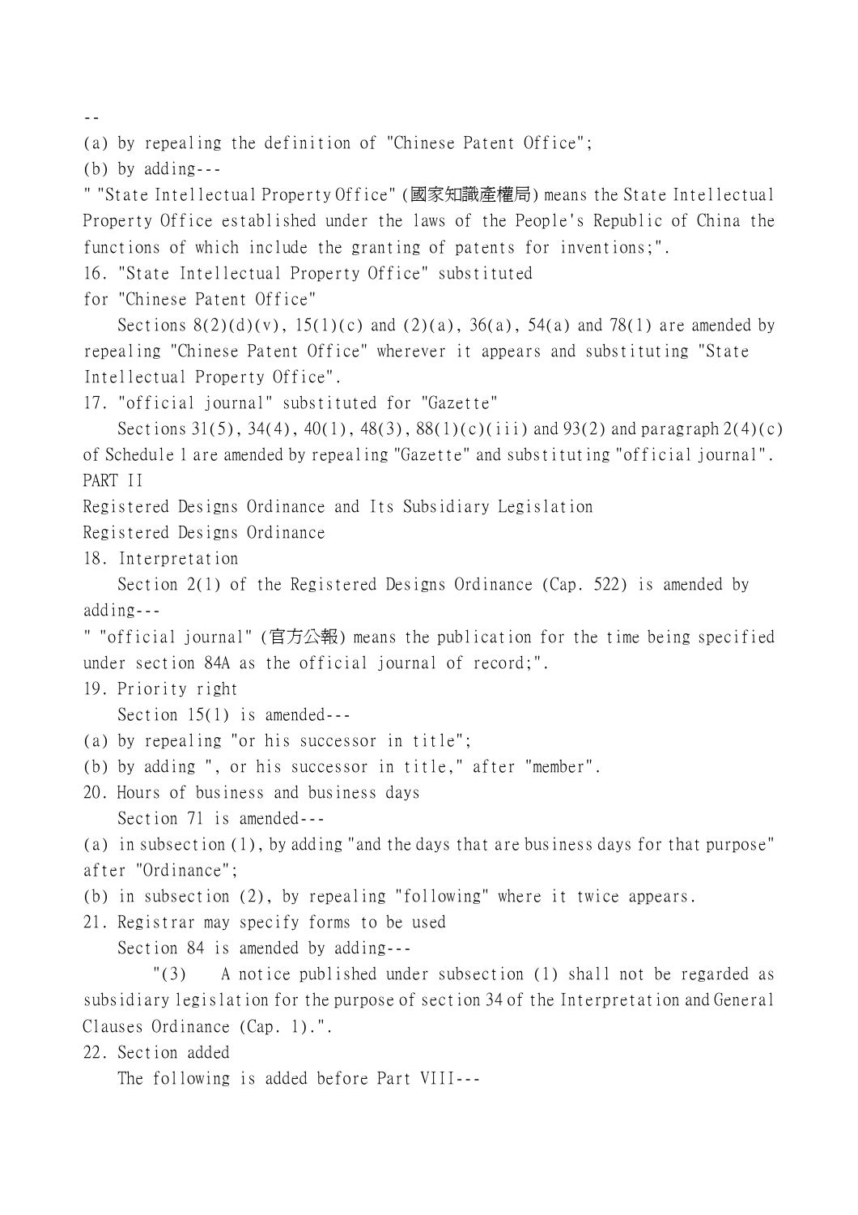--

(a) by repealing the definition of "Chinese Patent Office";

(b) by adding---

" "State Intellectual Property Office" (國家知識產權局) means the State Intellectual Property Office established under the laws of the People's Republic of China the functions of which include the granting of patents for inventions;".

16. "State Intellectual Property Office" substituted for "Chinese Patent Office"

Sections 8(2)(d)(v), 15(1)(c) and (2)(a), 36(a), 54(a) and 78(1) are amended by repealing "Chinese Patent Office" wherever it appears and substituting "State Intellectual Property Office".

17. "official journal" substituted for "Gazette"

Sections 31(5), 34(4), 40(1), 48(3), 88(1)(c)(iii) and 93(2) and paragraph 2(4)(c) of Schedule 1 are amended by repealing "Gazette" and substituting "official journal".

PART II

Registered Designs Ordinance and Its Subsidiary Legislation

Registered Designs Ordinance

18. Interpretation

Section 2(1) of the Registered Designs Ordinance (Cap. 522) is amended by adding---

" "official journal" (官方公報) means the publication for the time being specified under section 84A as the official journal of record;".

19. Priority right

Section 15(1) is amended---

(a) by repealing "or his successor in title";

(b) by adding ", or his successor in title," after "member".

20. Hours of business and business days

Section 71 is amended---

(a) in subsection (1), by adding "and the days that are business days for that purpose" after "Ordinance";

(b) in subsection (2), by repealing "following" where it twice appears.

21. Registrar may specify forms to be used

Section 84 is amended by adding---

"(3) A notice published under subsection (1) shall not be regarded as subsidiary legislation for the purpose of section 34 of the Interpretation and General Clauses Ordinance (Cap. 1).".

22. Section added

The following is added before Part VIII---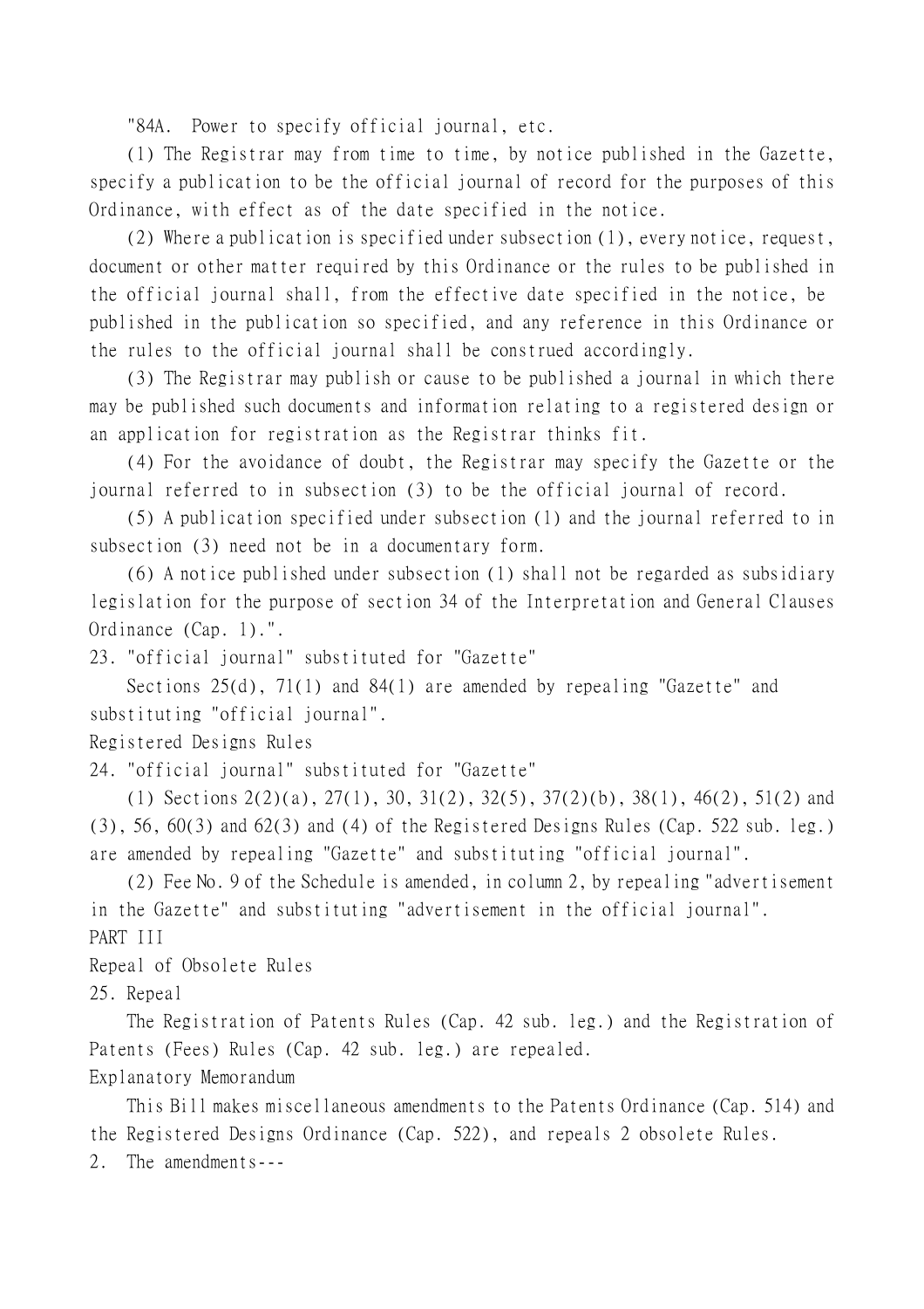"84A. Power to specify official journal, etc.

(1) The Registrar may from time to time, by notice published in the Gazette, specify a publication to be the official journal of record for the purposes of this Ordinance, with effect as of the date specified in the notice.

(2) Where a publication is specified under subsection (1), every notice, request, document or other matter required by this Ordinance or the rules to be published in the official journal shall, from the effective date specified in the notice, be published in the publication so specified, and any reference in this Ordinance or the rules to the official journal shall be construed accordingly.

(3) The Registrar may publish or cause to be published a journal in which there may be published such documents and information relating to a registered design or an application for registration as the Registrar thinks fit.

(4) For the avoidance of doubt, the Registrar may specify the Gazette or the journal referred to in subsection (3) to be the official journal of record.

(5) A publication specified under subsection (1) and the journal referred to in subsection (3) need not be in a documentary form.

(6) A notice published under subsection (1) shall not be regarded as subsidiary legislation for the purpose of section 34 of the Interpretation and General Clauses Ordinance (Cap. 1).".

23. "official journal" substituted for "Gazette"

Sections 25(d), 71(1) and 84(1) are amended by repealing "Gazette" and substituting "official journal".

Registered Designs Rules

24. "official journal" substituted for "Gazette"

(1) Sections 2(2)(a), 27(1), 30, 31(2), 32(5), 37(2)(b), 38(1), 46(2), 51(2) and (3), 56, 60(3) and 62(3) and (4) of the Registered Designs Rules (Cap. 522 sub. leg.) are amended by repealing "Gazette" and substituting "official journal".

(2) Fee No. 9 of the Schedule is amended, in column 2, by repealing "advertisement in the Gazette" and substituting "advertisement in the official journal".

PART III

Repeal of Obsolete Rules

25. Repeal

The Registration of Patents Rules (Cap. 42 sub. leg.) and the Registration of Patents (Fees) Rules (Cap. 42 sub. leg.) are repealed.

Explanatory Memorandum

This Bill makes miscellaneous amendments to the Patents Ordinance (Cap. 514) and the Registered Designs Ordinance (Cap. 522), and repeals 2 obsolete Rules.

2. The amendments---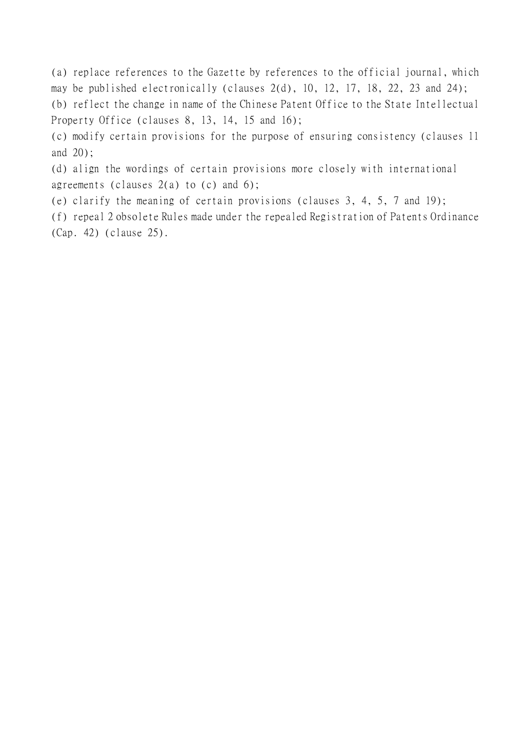(a) replace references to the Gazette by references to the official journal, which may be published electronically (clauses 2(d), 10, 12, 17, 18, 22, 23 and 24);

(b) reflect the change in name of the Chinese Patent Office to the State Intellectual Property Office (clauses 8, 13, 14, 15 and 16);

(c) modify certain provisions for the purpose of ensuring consistency (clauses 11 and 20);

(d) align the wordings of certain provisions more closely with international agreements (clauses 2(a) to (c) and 6);

(e) clarify the meaning of certain provisions (clauses 3, 4, 5, 7 and 19);

(f) repeal 2 obsolete Rules made under the repealed Registration of Patents Ordinance (Cap. 42) (clause 25).